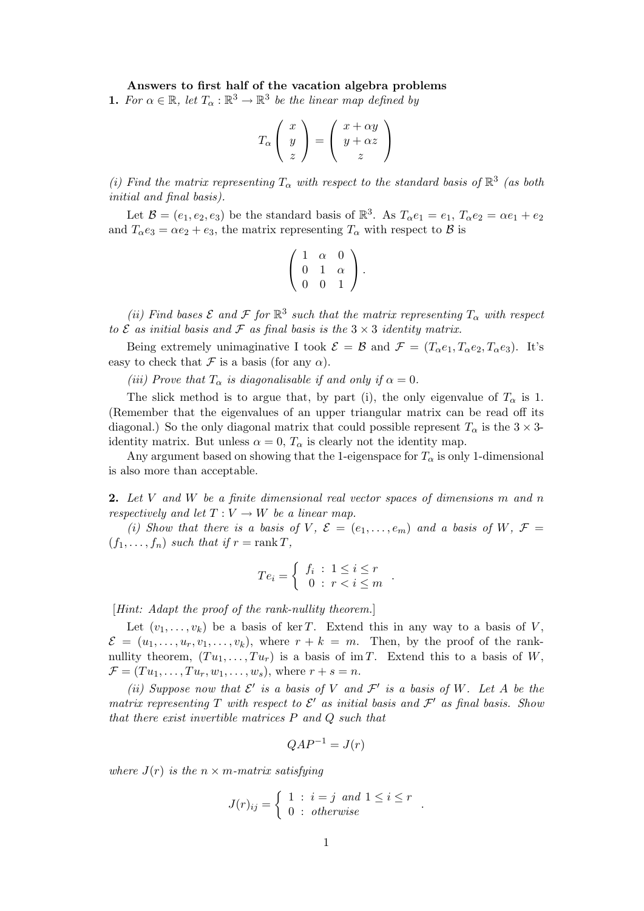**Answers to first half of the vacation algebra problems**

**1.** *For $\alpha \in \mathbb{R}$, let $T_\alpha : \mathbb{R}^3 \to \mathbb{R}^3$ be the linear map defined by*

$$T_\alpha \begin{pmatrix} x \\ y \\ z \end{pmatrix} = \begin{pmatrix} x + \alpha y \\ y + \alpha z \\ z \end{pmatrix}$$

*(i) Find the matrix representing $T_\alpha$ with respect to the standard basis of $\mathbb{R}^3$ (as both initial and final basis).*

Let $\mathcal{B} = (e_1, e_2, e_3)$ be the standard basis of $\mathbb{R}^3$. As $T_\alpha e_1 = e_1$, $T_\alpha e_2 = \alpha e_1 + e_2$ and $T_\alpha e_3 = \alpha e_2 + e_3$, the matrix representing $T_\alpha$ with respect to $\mathcal{B}$ is

$$\begin{pmatrix} 1 & \alpha & 0 \\ 0 & 1 & \alpha \\ 0 & 0 & 1 \end{pmatrix}.$$

*(ii) Find bases $\mathcal{E}$ and $\mathcal{F}$ for $\mathbb{R}^3$ such that the matrix representing $T_\alpha$ with respect to $\mathcal{E}$ as initial basis and $\mathcal{F}$ as final basis is the $3 \times 3$ identity matrix.*

Being extremely unimaginative I took $\mathcal{E} = \mathcal{B}$ and $\mathcal{F} = (T_\alpha e_1, T_\alpha e_2, T_\alpha e_3)$. It's easy to check that $\mathcal{F}$ is a basis (for any $\alpha$).

*(iii) Prove that $T_\alpha$ is diagonalisable if and only if $\alpha = 0$.*

The slick method is to argue that, by part (i), the only eigenvalue of $T_\alpha$ is 1. (Remember that the eigenvalues of an upper triangular matrix can be read off its diagonal.) So the only diagonal matrix that could possible represent $T_\alpha$ is the $3 \times 3$-identity matrix. But unless $\alpha = 0$, $T_\alpha$ is clearly not the identity map.

Any argument based on showing that the 1-eigenspace for $T_\alpha$ is only 1-dimensional is also more than acceptable.

**2.** *Let $V$ and $W$ be a finite dimensional real vector spaces of dimensions $m$ and $n$ respectively and let $T : V \to W$ be a linear map.*

*(i) Show that there is a basis of $V$, $\mathcal{E} = (e_1, \ldots, e_m)$ and a basis of $W$, $\mathcal{F} = (f_1, \ldots, f_n)$ such that if $r = \operatorname{rank} T$,*

$$Te_i = \begin{cases} f_i & : \ 1 \leq i \leq r \\ 0 & : \ r < i \leq m \end{cases}.$$

[*Hint: Adapt the proof of the rank-nullity theorem.*]

Let $(v_1, \ldots, v_k)$ be a basis of $\ker T$. Extend this in any way to a basis of $V$, $\mathcal{E} = (u_1, \ldots, u_r, v_1, \ldots, v_k)$, where $r + k = m$. Then, by the proof of the rank-nullity theorem, $(Tu_1, \ldots, Tu_r)$ is a basis of $\operatorname{im} T$. Extend this to a basis of $W$, $\mathcal{F} = (Tu_1, \ldots, Tu_r, w_1, \ldots, w_s)$, where $r + s = n$.

*(ii) Suppose now that $\mathcal{E}'$ is a basis of $V$ and $\mathcal{F}'$ is a basis of $W$. Let $A$ be the matrix representing $T$ with respect to $\mathcal{E}'$ as initial basis and $\mathcal{F}'$ as final basis. Show that there exist invertible matrices $P$ and $Q$ such that*

$$QAP^{-1} = J(r)$$

*where $J(r)$ is the $n \times m$-matrix satisfying*

$$J(r)_{ij} = \begin{cases} 1 & : \ i = j \text{ and } 1 \leq i \leq r \\ 0 & : \ \text{otherwise} \end{cases}.$$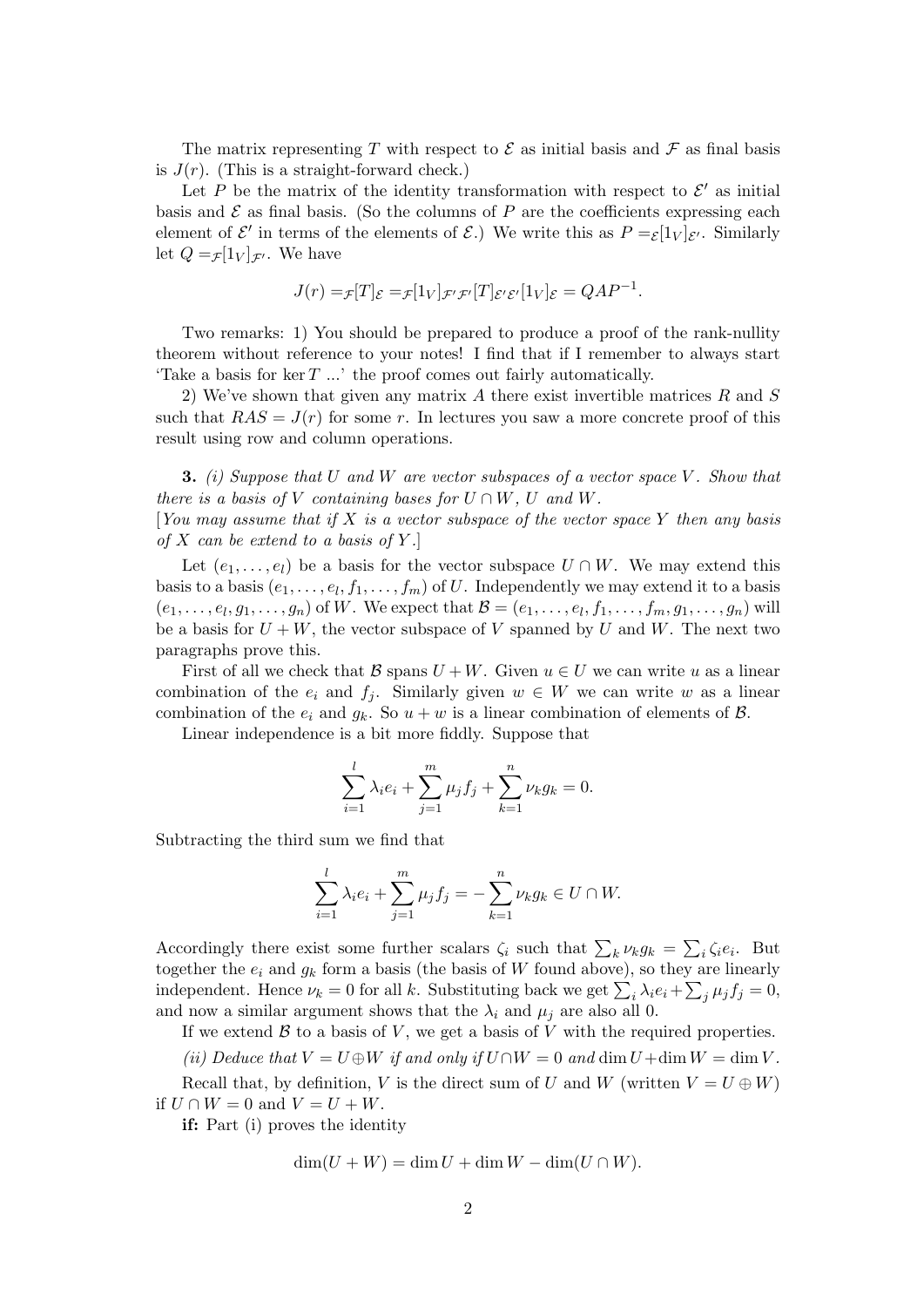The matrix representing $T$ with respect to $\mathcal{E}$ as initial basis and $\mathcal{F}$ as final basis is $J(r)$. (This is a straight-forward check.)

Let $P$ be the matrix of the identity transformation with respect to $\mathcal{E}'$ as initial basis and $\mathcal{E}$ as final basis. (So the columns of $P$ are the coefficients expressing each element of $\mathcal{E}'$ in terms of the elements of $\mathcal{E}$.) We write this as $P = {}_{\mathcal{E}}[1_V]_{\mathcal{E}'}$. Similarly let $Q = {}_{\mathcal{F}}[1_V]_{\mathcal{F}'}$. We have

$$J(r) = {}_{\mathcal{F}}[T]_{\mathcal{E}} = {}_{\mathcal{F}}[1_V]_{\mathcal{F}'\mathcal{F}'}[T]_{\mathcal{E}'\mathcal{E}'}[1_V]_{\mathcal{E}} = QAP^{-1}.$$

Two remarks: 1) You should be prepared to produce a proof of the rank-nullity theorem without reference to your notes! I find that if I remember to always start 'Take a basis for $\ker T$ ...' the proof comes out fairly automatically.

2) We've shown that given any matrix $A$ there exist invertible matrices $R$ and $S$ such that $RAS = J(r)$ for some $r$. In lectures you saw a more concrete proof of this result using row and column operations.

**3.** *(i) Suppose that $U$ and $W$ are vector subspaces of a vector space $V$. Show that there is a basis of $V$ containing bases for $U \cap W$, $U$ and $W$.*
*[You may assume that if $X$ is a vector subspace of the vector space $Y$ then any basis of $X$ can be extend to a basis of $Y$.]*

Let $(e_1, \ldots, e_l)$ be a basis for the vector subspace $U \cap W$. We may extend this basis to a basis $(e_1, \ldots, e_l, f_1, \ldots, f_m)$ of $U$. Independently we may extend it to a basis $(e_1, \ldots, e_l, g_1, \ldots, g_n)$ of $W$. We expect that $\mathcal{B} = (e_1, \ldots, e_l, f_1, \ldots, f_m, g_1, \ldots, g_n)$ will be a basis for $U + W$, the vector subspace of $V$ spanned by $U$ and $W$. The next two paragraphs prove this.

First of all we check that $\mathcal{B}$ spans $U + W$. Given $u \in U$ we can write $u$ as a linear combination of the $e_i$ and $f_j$. Similarly given $w \in W$ we can write $w$ as a linear combination of the $e_i$ and $g_k$. So $u + w$ is a linear combination of elements of $\mathcal{B}$.

Linear independence is a bit more fiddly. Suppose that

$$\sum_{i=1}^{l} \lambda_i e_i + \sum_{j=1}^{m} \mu_j f_j + \sum_{k=1}^{n} \nu_k g_k = 0.$$

Subtracting the third sum we find that

$$\sum_{i=1}^{l} \lambda_i e_i + \sum_{j=1}^{m} \mu_j f_j = -\sum_{k=1}^{n} \nu_k g_k \in U \cap W.$$

Accordingly there exist some further scalars $\zeta_i$ such that $\sum_k \nu_k g_k = \sum_i \zeta_i e_i$. But together the $e_i$ and $g_k$ form a basis (the basis of $W$ found above), so they are linearly independent. Hence $\nu_k = 0$ for all $k$. Substituting back we get $\sum_i \lambda_i e_i + \sum_j \mu_j f_j = 0$, and now a similar argument shows that the $\lambda_i$ and $\mu_j$ are also all 0.

If we extend $\mathcal{B}$ to a basis of $V$, we get a basis of $V$ with the required properties.

*(ii) Deduce that $V = U \oplus W$ if and only if $U \cap W = 0$ and $\dim U + \dim W = \dim V$.*

Recall that, by definition, $V$ is the direct sum of $U$ and $W$ (written $V = U \oplus W$) if $U \cap W = 0$ and $V = U + W$.

**if:** Part (i) proves the identity

$$\dim(U + W) = \dim U + \dim W - \dim(U \cap W).$$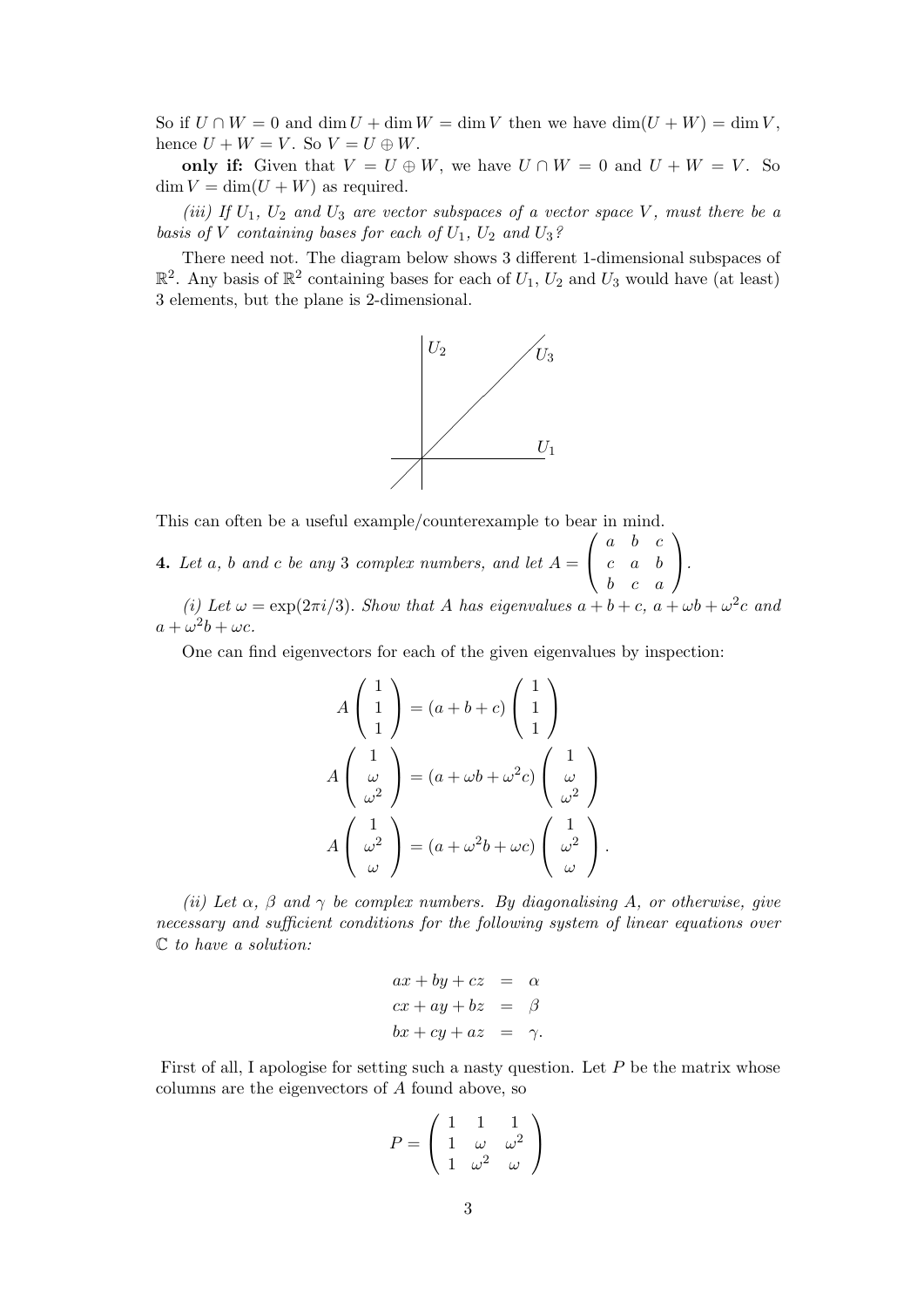So if $U \cap W = 0$ and $\dim U + \dim W = \dim V$ then we have $\dim(U + W) = \dim V$, hence $U + W = V$. So $V = U \oplus W$.

**only if:** Given that $V = U \oplus W$, we have $U \cap W = 0$ and $U + W = V$. So $\dim V = \dim(U + W)$ as required.

*(iii) If $U_1$, $U_2$ and $U_3$ are vector subspaces of a vector space $V$, must there be a basis of $V$ containing bases for each of $U_1$, $U_2$ and $U_3$?*

There need not. The diagram below shows 3 different 1-dimensional subspaces of $\mathbb{R}^2$. Any basis of $\mathbb{R}^2$ containing bases for each of $U_1$, $U_2$ and $U_3$ would have (at least) 3 elements, but the plane is 2-dimensional.

This can often be a useful example/counterexample to bear in mind.

**4.** *Let $a$, $b$ and $c$ be any 3 complex numbers, and let* $A = \begin{pmatrix} a & b & c \\ c & a & b \\ b & c & a \end{pmatrix}$.

*(i) Let $\omega = \exp(2\pi i/3)$. Show that $A$ has eigenvalues $a+b+c$, $a+\omega b+\omega^2 c$ and $a + \omega^2 b + \omega c$.*

One can find eigenvectors for each of the given eigenvalues by inspection:

$$A \begin{pmatrix} 1 \\ 1 \\ 1 \end{pmatrix} = (a+b+c) \begin{pmatrix} 1 \\ 1 \\ 1 \end{pmatrix}$$

$$A \begin{pmatrix} 1 \\ \omega \\ \omega^2 \end{pmatrix} = (a+\omega b+\omega^2 c) \begin{pmatrix} 1 \\ \omega \\ \omega^2 \end{pmatrix}$$

$$A \begin{pmatrix} 1 \\ \omega^2 \\ \omega \end{pmatrix} = (a+\omega^2 b+\omega c) \begin{pmatrix} 1 \\ \omega^2 \\ \omega \end{pmatrix}.$$

*(ii) Let $\alpha$, $\beta$ and $\gamma$ be complex numbers. By diagonalising $A$, or otherwise, give necessary and sufficient conditions for the following system of linear equations over $\mathbb{C}$ to have a solution:*

$$\begin{aligned} ax + by + cz &= \alpha \\ cx + ay + bz &= \beta \\ bx + cy + az &= \gamma. \end{aligned}$$

First of all, I apologise for setting such a nasty question. Let $P$ be the matrix whose columns are the eigenvectors of $A$ found above, so

$$P = \begin{pmatrix} 1 & 1 & 1 \\ 1 & \omega & \omega^2 \\ 1 & \omega^2 & \omega \end{pmatrix}$$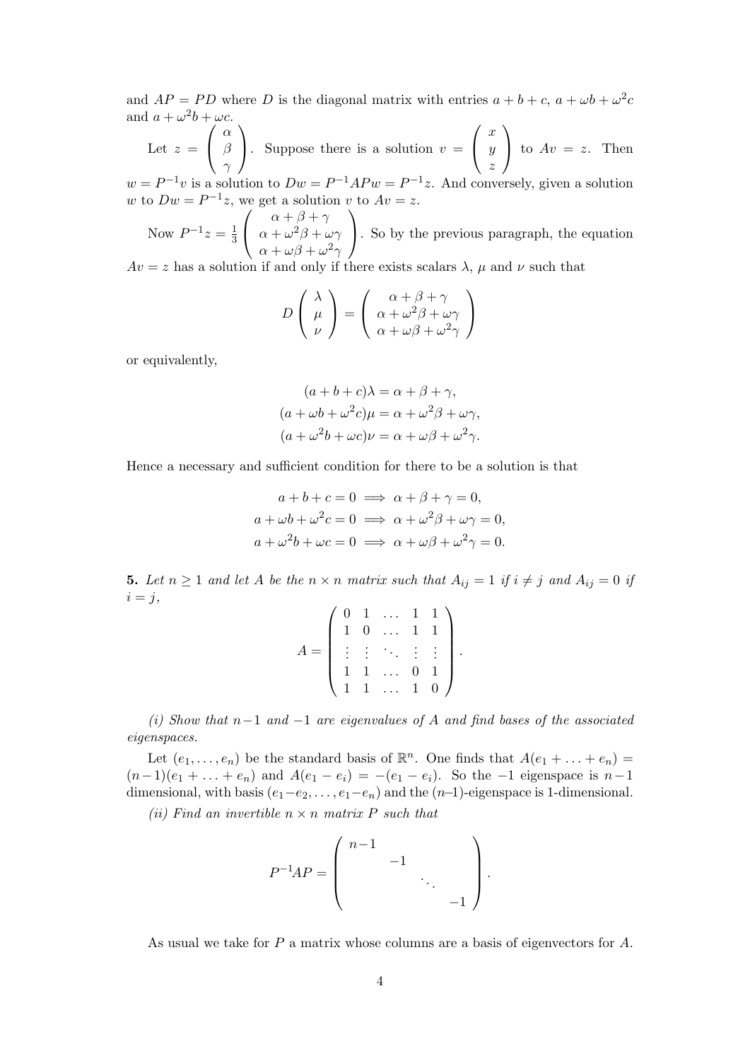and $AP = PD$ where $D$ is the diagonal matrix with entries $a+b+c$, $a+\omega b+\omega^2 c$ and $a+\omega^2 b+\omega c$.

Let $z = \begin{pmatrix} \alpha \\ \beta \\ \gamma \end{pmatrix}$. Suppose there is a solution $v = \begin{pmatrix} x \\ y \\ z \end{pmatrix}$ to $Av = z$. Then $w = P^{-1}v$ is a solution to $Dw = P^{-1}APw = P^{-1}z$. And conversely, given a solution $w$ to $Dw = P^{-1}z$, we get a solution $v$ to $Av = z$.

Now $P^{-1}z = \frac{1}{3}\begin{pmatrix} \alpha+\beta+\gamma \\ \alpha+\omega^2\beta+\omega\gamma \\ \alpha+\omega\beta+\omega^2\gamma \end{pmatrix}$. So by the previous paragraph, the equation $Av = z$ has a solution if and only if there exists scalars $\lambda$, $\mu$ and $\nu$ such that

$$D\begin{pmatrix} \lambda \\ \mu \\ \nu \end{pmatrix} = \begin{pmatrix} \alpha+\beta+\gamma \\ \alpha+\omega^2\beta+\omega\gamma \\ \alpha+\omega\beta+\omega^2\gamma \end{pmatrix}$$

or equivalently,

$$(a+b+c)\lambda = \alpha+\beta+\gamma,$$
$$(a+\omega b+\omega^2 c)\mu = \alpha+\omega^2\beta+\omega\gamma,$$
$$(a+\omega^2 b+\omega c)\nu = \alpha+\omega\beta+\omega^2\gamma.$$

Hence a necessary and sufficient condition for there to be a solution is that

$$a+b+c = 0 \implies \alpha+\beta+\gamma = 0,$$
$$a+\omega b+\omega^2 c = 0 \implies \alpha+\omega^2\beta+\omega\gamma = 0,$$
$$a+\omega^2 b+\omega c = 0 \implies \alpha+\omega\beta+\omega^2\gamma = 0.$$

**5.** *Let $n \geq 1$ and let $A$ be the $n \times n$ matrix such that $A_{ij} = 1$ if $i \neq j$ and $A_{ij} = 0$ if $i = j$,*

$$A = \begin{pmatrix} 0 & 1 & \dots & 1 & 1 \\ 1 & 0 & \dots & 1 & 1 \\ \vdots & \vdots & \ddots & \vdots & \vdots \\ 1 & 1 & \dots & 0 & 1 \\ 1 & 1 & \dots & 1 & 0 \end{pmatrix}.$$

*(i) Show that $n-1$ and $-1$ are eigenvalues of $A$ and find bases of the associated eigenspaces.*

Let $(e_1, \dots, e_n)$ be the standard basis of $\mathbb{R}^n$. One finds that $A(e_1 + \dots + e_n) = (n-1)(e_1 + \dots + e_n)$ and $A(e_1 - e_i) = -(e_1 - e_i)$. So the $-1$ eigenspace is $n-1$ dimensional, with basis $(e_1 - e_2, \dots, e_1 - e_n)$ and the $(n-1)$-eigenspace is 1-dimensional.

*(ii) Find an invertible $n \times n$ matrix $P$ such that*

$$P^{-1}AP = \begin{pmatrix} n-1 & & & \\ & -1 & & \\ & & \ddots & \\ & & & -1 \end{pmatrix}.$$

As usual we take for $P$ a matrix whose columns are a basis of eigenvectors for $A$.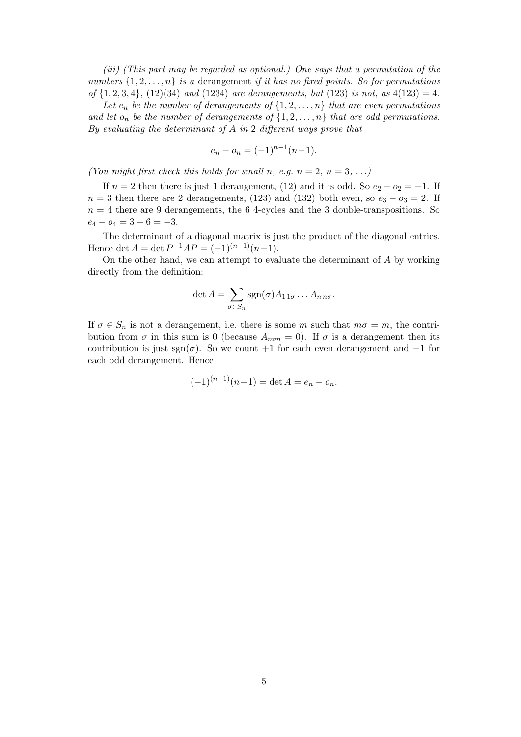*(iii) (This part may be regarded as optional.) One says that a permutation of the numbers $\{1, 2, \ldots, n\}$ is a* derangement *if it has no fixed points. So for permutations of $\{1, 2, 3, 4\}$, $(12)(34)$ and $(1234)$ are derangements, but $(123)$ is not, as $4(123) = 4$.*

*Let $e_n$ be the number of derangements of $\{1, 2, \ldots, n\}$ that are even permutations and let $o_n$ be the number of derangements of $\{1, 2, \ldots, n\}$ that are odd permutations. By evaluating the determinant of $A$ in 2 different ways prove that*

$$e_n - o_n = (-1)^{n-1}(n-1).$$

*(You might first check this holds for small $n$, e.g. $n = 2$, $n = 3$, ...)*

If $n = 2$ then there is just 1 derangement, $(12)$ and it is odd. So $e_2 - o_2 = -1$. If $n = 3$ then there are 2 derangements, $(123)$ and $(132)$ both even, so $e_3 - o_3 = 2$. If $n = 4$ there are 9 derangements, the 6 4-cycles and the 3 double-transpositions. So $e_4 - o_4 = 3 - 6 = -3$.

The determinant of a diagonal matrix is just the product of the diagonal entries. Hence $\det A = \det P^{-1}AP = (-1)^{(n-1)}(n-1)$.

On the other hand, we can attempt to evaluate the determinant of $A$ by working directly from the definition:

$$\det A = \sum_{\sigma \in S_n} \operatorname{sgn}(\sigma) A_{1\,1\sigma} \ldots A_{n\,n\sigma}.$$

If $\sigma \in S_n$ is not a derangement, i.e. there is some $m$ such that $m\sigma = m$, the contribution from $\sigma$ in this sum is 0 (because $A_{mm} = 0$). If $\sigma$ is a derangement then its contribution is just $\operatorname{sgn}(\sigma)$. So we count $+1$ for each even derangement and $-1$ for each odd derangement. Hence

$$(-1)^{(n-1)}(n-1) = \det A = e_n - o_n.$$